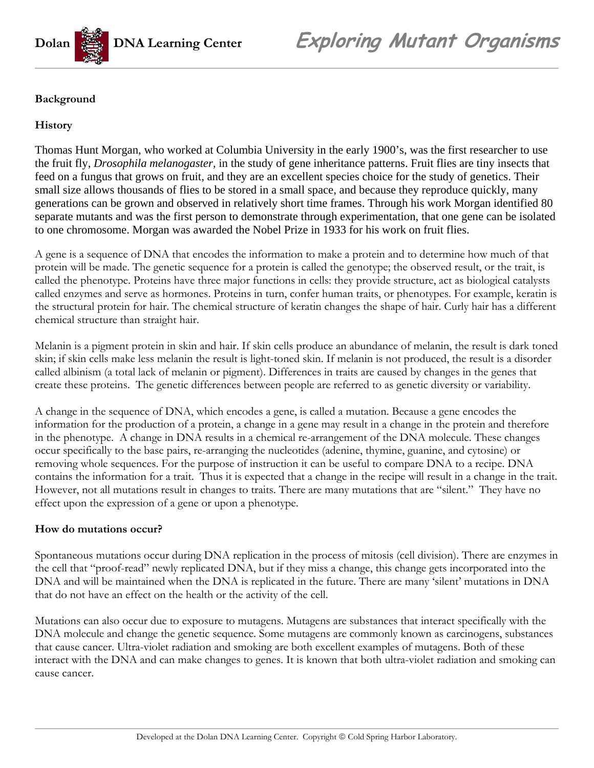## Background

### History

Thomas Hunt Morgan, who worked at Columbia University in the early 1900's, was the first researcher to use the fruit fly, *Drosophila melanogaster,* in the study of gene inheritance patterns. Fruit flies are tiny insects that feed on a fungus that grows on fruit, and they are an excellent species choice for the study of genetics. Their small size allows thousands of flies to be stored in a small space, and because they reproduce quickly, many generations can be grown and observed in relatively short time frames. Through his work Morgan identified 80 separate mutants and was the first person to demonstrate through experimentation, that one gene can be isolated to one chromosome. Morgan was awarded the Nobel Prize in 1933 for his work on fruit flies.

A gene is a sequence of DNA that encodes the information to make a protein and to determine how much of that protein will be made. The genetic sequence for a protein is called the genotype; the observed result, or the trait, is called the phenotype. Proteins have three major functions in cells: they provide structure, act as biological catalysts called enzymes and serve as hormones. Proteins in turn, confer human traits, or phenotypes. For example, keratin is the structural protein for hair. The chemical structure of keratin changes the shape of hair. Curly hair has a different chemical structure than straight hair.

Melanin is a pigment protein in skin and hair. If skin cells produce an abundance of melanin, the result is dark toned skin; if skin cells make less melanin the result is light-toned skin. If melanin is not produced, the result is a disorder called albinism (a total lack of melanin or pigment). Differences in traits are caused by changes in the genes that create these proteins. The genetic differences between people are referred to as genetic diversity or variability.

A change in the sequence of DNA, which encodes a gene, is called a mutation. Because a gene encodes the information for the production of a protein, a change in a gene may result in a change in the protein and therefore in the phenotype. A change in DNA results in a chemical re-arrangement of the DNA molecule. These changes occur specifically to the base pairs, re-arranging the nucleotides (adenine, thymine, guanine, and cytosine) or removing whole sequences. For the purpose of instruction it can be useful to compare DNA to a recipe. DNA contains the information for a trait. Thus it is expected that a change in the recipe will result in a change in the trait. However, not all mutations result in changes to traits. There are many mutations that are "silent." They have no effect upon the expression of a gene or upon a phenotype.

### How do mutations occur?

Spontaneous mutations occur during DNA replication in the process of mitosis (cell division). There are enzymes in the cell that "proof-read" newly replicated DNA, but if they miss a change, this change gets incorporated into the DNA and will be maintained when the DNA is replicated in the future. There are many 'silent' mutations in DNA that do not have an effect on the health or the activity of the cell.

Mutations can also occur due to exposure to mutagens. Mutagens are substances that interact specifically with the DNA molecule and change the genetic sequence. Some mutagens are commonly known as carcinogens, substances that cause cancer. Ultra-violet radiation and smoking are both excellent examples of mutagens. Both of these interact with the DNA and can make changes to genes. It is known that both ultra-violet radiation and smoking can cause cancer.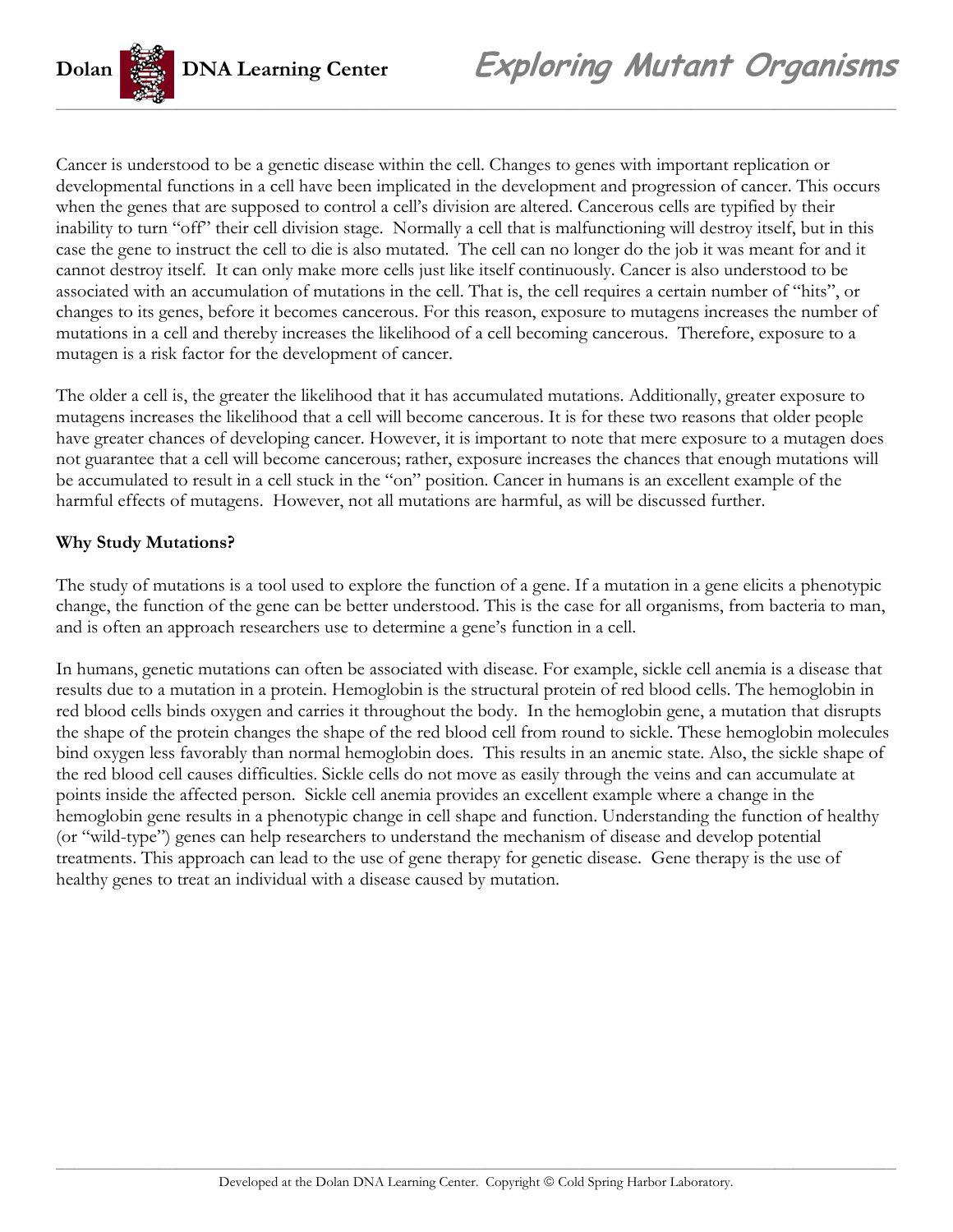Cancer is understood to be a genetic disease within the cell. Changes to genes with important replication or developmental functions in a cell have been implicated in the development and progression of cancer. This occurs when the genes that are supposed to control a cell's division are altered. Cancerous cells are typified by their inability to turn "off" their cell division stage. Normally a cell that is malfunctioning will destroy itself, but in this case the gene to instruct the cell to die is also mutated. The cell can no longer do the job it was meant for and it cannot destroy itself. It can only make more cells just like itself continuously. Cancer is also understood to be associated with an accumulation of mutations in the cell. That is, the cell requires a certain number of "hits", or changes to its genes, before it becomes cancerous. For this reason, exposure to mutagens increases the number of mutations in a cell and thereby increases the likelihood of a cell becoming cancerous. Therefore, exposure to a mutagen is a risk factor for the development of cancer.

The older a cell is, the greater the likelihood that it has accumulated mutations. Additionally, greater exposure to mutagens increases the likelihood that a cell will become cancerous. It is for these two reasons that older people have greater chances of developing cancer. However, it is important to note that mere exposure to a mutagen does not guarantee that a cell will become cancerous; rather, exposure increases the chances that enough mutations will be accumulated to result in a cell stuck in the "on" position. Cancer in humans is an excellent example of the harmful effects of mutagens. However, not all mutations are harmful, as will be discussed further.

**Why Study Mutations?**

The study of mutations is a tool used to explore the function of a gene. If a mutation in a gene elicits a phenotypic change, the function of the gene can be better understood. This is the case for all organisms, from bacteria to man, and is often an approach researchers use to determine a gene's function in a cell.

In humans, genetic mutations can often be associated with disease. For example, sickle cell anemia is a disease that results due to a mutation in a protein. Hemoglobin is the structural protein of red blood cells. The hemoglobin in red blood cells binds oxygen and carries it throughout the body. In the hemoglobin gene, a mutation that disrupts the shape of the protein changes the shape of the red blood cell from round to sickle. These hemoglobin molecules bind oxygen less favorably than normal hemoglobin does. This results in an anemic state. Also, the sickle shape of the red blood cell causes difficulties. Sickle cells do not move as easily through the veins and can accumulate at points inside the affected person. Sickle cell anemia provides an excellent example where a change in the hemoglobin gene results in a phenotypic change in cell shape and function. Understanding the function of healthy (or "wild-type") genes can help researchers to understand the mechanism of disease and develop potential treatments. This approach can lead to the use of gene therapy for genetic disease. Gene therapy is the use of healthy genes to treat an individual with a disease caused by mutation.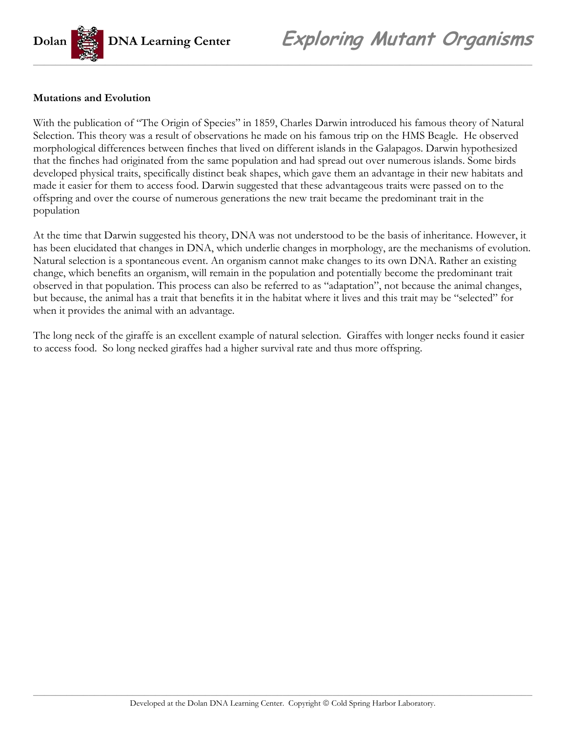**Mutations and Evolution**

With the publication of "The Origin of Species" in 1859, Charles Darwin introduced his famous theory of Natural Selection. This theory was a result of observations he made on his famous trip on the HMS Beagle. He observed morphological differences between finches that lived on different islands in the Galapagos. Darwin hypothesized that the finches had originated from the same population and had spread out over numerous islands. Some birds developed physical traits, specifically distinct beak shapes, which gave them an advantage in their new habitats and made it easier for them to access food. Darwin suggested that these advantageous traits were passed on to the offspring and over the course of numerous generations the new trait became the predominant trait in the population

At the time that Darwin suggested his theory, DNA was not understood to be the basis of inheritance. However, it has been elucidated that changes in DNA, which underlie changes in morphology, are the mechanisms of evolution. Natural selection is a spontaneous event. An organism cannot make changes to its own DNA. Rather an existing change, which benefits an organism, will remain in the population and potentially become the predominant trait observed in that population. This process can also be referred to as "adaptation", not because the animal changes, but because, the animal has a trait that benefits it in the habitat where it lives and this trait may be "selected" for when it provides the animal with an advantage.

The long neck of the giraffe is an excellent example of natural selection. Giraffes with longer necks found it easier to access food. So long necked giraffes had a higher survival rate and thus more offspring.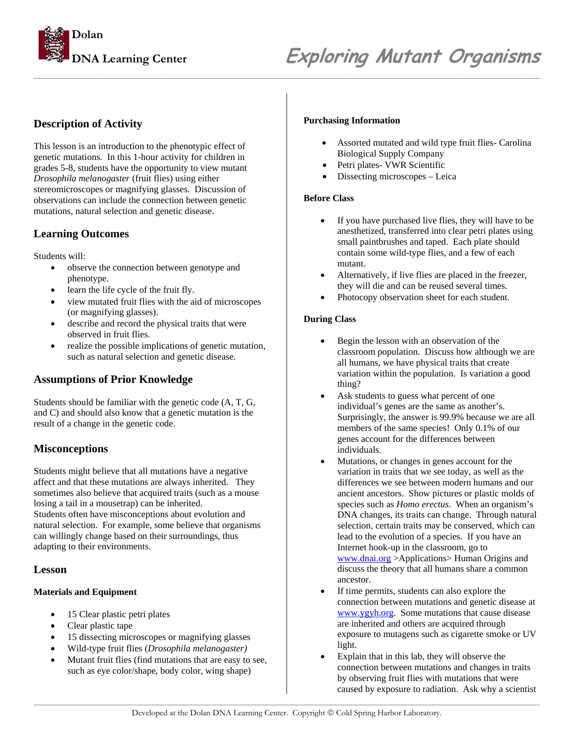# Exploring Mutant Organisms

## Description of Activity

This lesson is an introduction to the phenotypic effect of genetic mutations. In this 1-hour activity for children in grades 5-8, students have the opportunity to view mutant *Drosophila melanogaster* (fruit flies) using either stereomicroscopes or magnifying glasses. Discussion of observations can include the connection between genetic mutations, natural selection and genetic disease.

## Learning Outcomes

Students will:

- observe the connection between genotype and phenotype.
- learn the life cycle of the fruit fly.
- view mutated fruit flies with the aid of microscopes (or magnifying glasses).
- describe and record the physical traits that were observed in fruit flies.
- realize the possible implications of genetic mutation, such as natural selection and genetic disease.

## Assumptions of Prior Knowledge

Students should be familiar with the genetic code (A, T, G, and C) and should also know that a genetic mutation is the result of a change in the genetic code.

## Misconceptions

Students might believe that all mutations have a negative affect and that these mutations are always inherited. They sometimes also believe that acquired traits (such as a mouse losing a tail in a mousetrap) can be inherited.
Students often have misconceptions about evolution and natural selection. For example, some believe that organisms can willingly change based on their surroundings, thus adapting to their environments.

## Lesson

### Materials and Equipment

- 15 Clear plastic petri plates
- Clear plastic tape
- 15 dissecting microscopes or magnifying glasses
- Wild-type fruit flies (*Drosophila melanogaster)*
- Mutant fruit flies (find mutations that are easy to see, such as eye color/shape, body color, wing shape)

### Purchasing Information

- Assorted mutated and wild type fruit flies- Carolina Biological Supply Company
- Petri plates- VWR Scientific
- Dissecting microscopes – Leica

### Before Class

- If you have purchased live flies, they will have to be anesthetized, transferred into clear petri plates using small paintbrushes and taped. Each plate should contain some wild-type flies, and a few of each mutant.
- Alternatively, if live flies are placed in the freezer, they will die and can be reused several times.
- Photocopy observation sheet for each student.

### During Class

- Begin the lesson with an observation of the classroom population. Discuss how although we are all humans, we have physical traits that create variation within the population. Is variation a good thing?
- Ask students to guess what percent of one individual's genes are the same as another's. Surprisingly, the answer is 99.9% because we are all members of the same species! Only 0.1% of our genes account for the differences between individuals.
- Mutations, or changes in genes account for the variation in traits that we see today, as well as the differences we see between modern humans and our ancient ancestors. Show pictures or plastic molds of species such as *Homo erectus*. When an organism's DNA changes, its traits can change. Through natural selection, certain traits may be conserved, which can lead to the evolution of a species. If you have an Internet hook-up in the classroom, go to www.dnai.org >Applications> Human Origins and discuss the theory that all humans share a common ancestor.
- If time permits, students can also explore the connection between mutations and genetic disease at www.ygyh.org. Some mutations that cause disease are inherited and others are acquired through exposure to mutagens such as cigarette smoke or UV light.
- Explain that in this lab, they will observe the connection between mutations and changes in traits by observing fruit flies with mutations that were caused by exposure to radiation. Ask why a scientist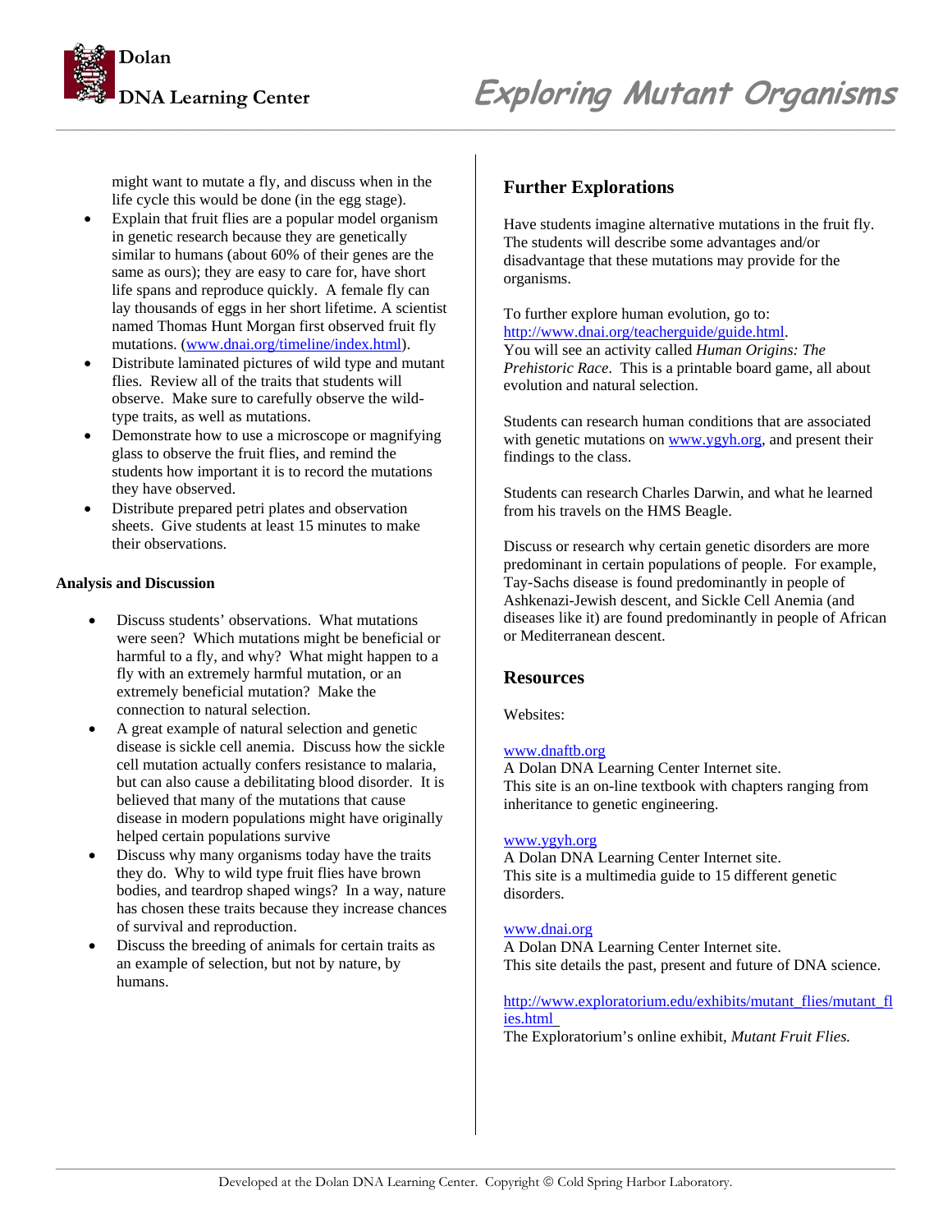might want to mutate a fly, and discuss when in the life cycle this would be done (in the egg stage).

- Explain that fruit flies are a popular model organism in genetic research because they are genetically similar to humans (about 60% of their genes are the same as ours); they are easy to care for, have short life spans and reproduce quickly. A female fly can lay thousands of eggs in her short lifetime. A scientist named Thomas Hunt Morgan first observed fruit fly mutations. (www.dnai.org/timeline/index.html).
- Distribute laminated pictures of wild type and mutant flies. Review all of the traits that students will observe. Make sure to carefully observe the wild-type traits, as well as mutations.
- Demonstrate how to use a microscope or magnifying glass to observe the fruit flies, and remind the students how important it is to record the mutations they have observed.
- Distribute prepared petri plates and observation sheets. Give students at least 15 minutes to make their observations.

**Analysis and Discussion**

- Discuss students' observations. What mutations were seen? Which mutations might be beneficial or harmful to a fly, and why? What might happen to a fly with an extremely harmful mutation, or an extremely beneficial mutation? Make the connection to natural selection.
- A great example of natural selection and genetic disease is sickle cell anemia. Discuss how the sickle cell mutation actually confers resistance to malaria, but can also cause a debilitating blood disorder. It is believed that many of the mutations that cause disease in modern populations might have originally helped certain populations survive
- Discuss why many organisms today have the traits they do. Why to wild type fruit flies have brown bodies, and teardrop shaped wings? In a way, nature has chosen these traits because they increase chances of survival and reproduction.
- Discuss the breeding of animals for certain traits as an example of selection, but not by nature, by humans.

## Further Explorations

Have students imagine alternative mutations in the fruit fly. The students will describe some advantages and/or disadvantage that these mutations may provide for the organisms.

To further explore human evolution, go to: http://www.dnai.org/teacherguide/guide.html.
You will see an activity called *Human Origins: The Prehistoric Race*. This is a printable board game, all about evolution and natural selection.

Students can research human conditions that are associated with genetic mutations on www.ygyh.org, and present their findings to the class.

Students can research Charles Darwin, and what he learned from his travels on the HMS Beagle.

Discuss or research why certain genetic disorders are more predominant in certain populations of people. For example, Tay-Sachs disease is found predominantly in people of Ashkenazi-Jewish descent, and Sickle Cell Anemia (and diseases like it) are found predominantly in people of African or Mediterranean descent.

## Resources

Websites:

www.dnaftb.org
A Dolan DNA Learning Center Internet site.
This site is an on-line textbook with chapters ranging from inheritance to genetic engineering.

www.ygyh.org
A Dolan DNA Learning Center Internet site.
This site is a multimedia guide to 15 different genetic disorders.

www.dnai.org
A Dolan DNA Learning Center Internet site.
This site details the past, present and future of DNA science.

http://www.exploratorium.edu/exhibits/mutant_flies/mutant_flies.html
The Exploratorium's online exhibit, *Mutant Fruit Flies.*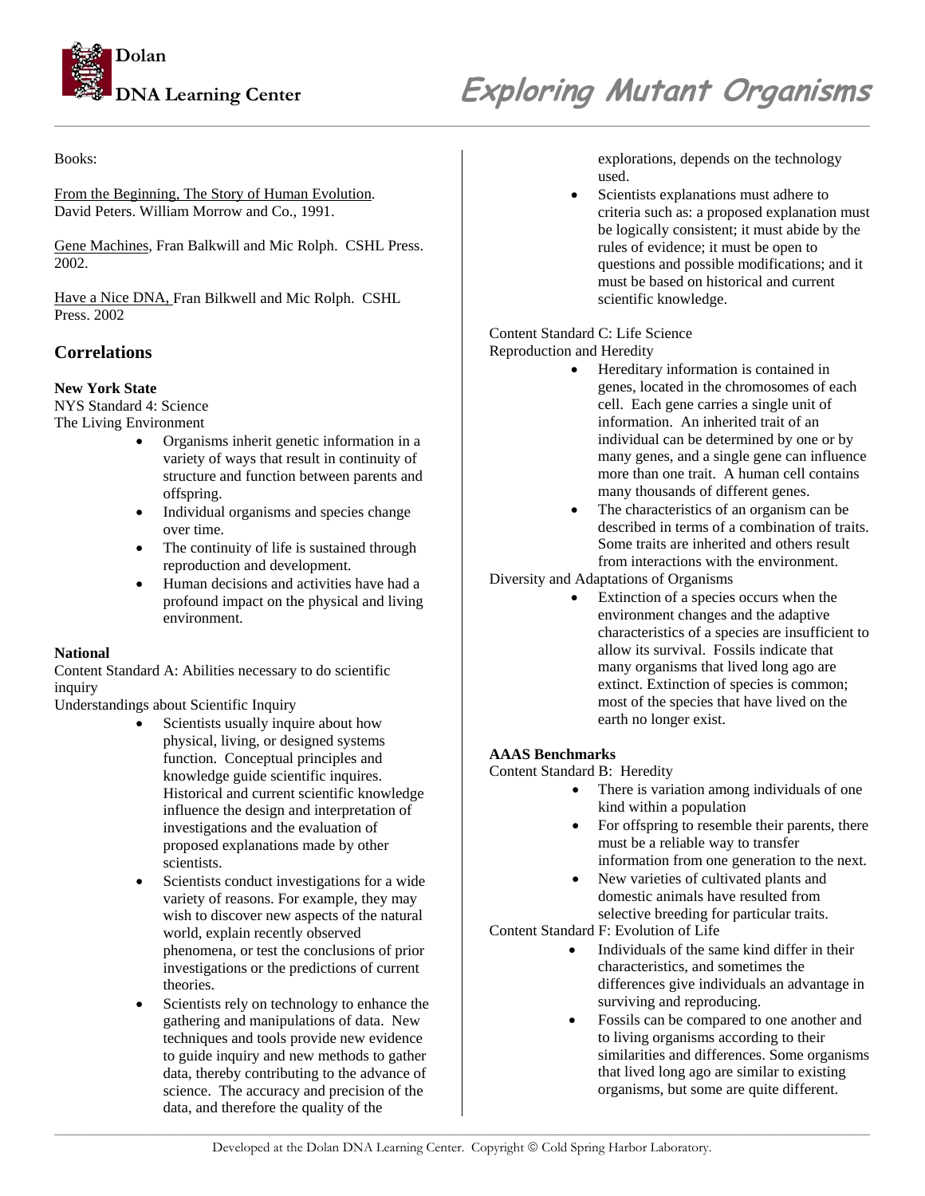Books:

From the Beginning, The Story of Human Evolution. David Peters. William Morrow and Co., 1991.

Gene Machines, Fran Balkwill and Mic Rolph. CSHL Press. 2002.

Have a Nice DNA, Fran Bilkwell and Mic Rolph. CSHL Press. 2002

## Correlations

**New York State**
NYS Standard 4: Science
The Living Environment

- Organisms inherit genetic information in a variety of ways that result in continuity of structure and function between parents and offspring.
- Individual organisms and species change over time.
- The continuity of life is sustained through reproduction and development.
- Human decisions and activities have had a profound impact on the physical and living environment.

**National**
Content Standard A: Abilities necessary to do scientific inquiry
Understandings about Scientific Inquiry

- Scientists usually inquire about how physical, living, or designed systems function. Conceptual principles and knowledge guide scientific inquires. Historical and current scientific knowledge influence the design and interpretation of investigations and the evaluation of proposed explanations made by other scientists.
- Scientists conduct investigations for a wide variety of reasons. For example, they may wish to discover new aspects of the natural world, explain recently observed phenomena, or test the conclusions of prior investigations or the predictions of current theories.
- Scientists rely on technology to enhance the gathering and manipulations of data. New techniques and tools provide new evidence to guide inquiry and new methods to gather data, thereby contributing to the advance of science. The accuracy and precision of the data, and therefore the quality of the explorations, depends on the technology used.
- Scientists explanations must adhere to criteria such as: a proposed explanation must be logically consistent; it must abide by the rules of evidence; it must be open to questions and possible modifications; and it must be based on historical and current scientific knowledge.

Content Standard C: Life Science
Reproduction and Heredity

- Hereditary information is contained in genes, located in the chromosomes of each cell. Each gene carries a single unit of information. An inherited trait of an individual can be determined by one or by many genes, and a single gene can influence more than one trait. A human cell contains many thousands of different genes.
- The characteristics of an organism can be described in terms of a combination of traits. Some traits are inherited and others result from interactions with the environment.

Diversity and Adaptations of Organisms

- Extinction of a species occurs when the environment changes and the adaptive characteristics of a species are insufficient to allow its survival. Fossils indicate that many organisms that lived long ago are extinct. Extinction of species is common; most of the species that have lived on the earth no longer exist.

**AAAS Benchmarks**
Content Standard B: Heredity

- There is variation among individuals of one kind within a population
- For offspring to resemble their parents, there must be a reliable way to transfer information from one generation to the next.
- New varieties of cultivated plants and domestic animals have resulted from selective breeding for particular traits.

Content Standard F: Evolution of Life

- Individuals of the same kind differ in their characteristics, and sometimes the differences give individuals an advantage in surviving and reproducing.
- Fossils can be compared to one another and to living organisms according to their similarities and differences. Some organisms that lived long ago are similar to existing organisms, but some are quite different.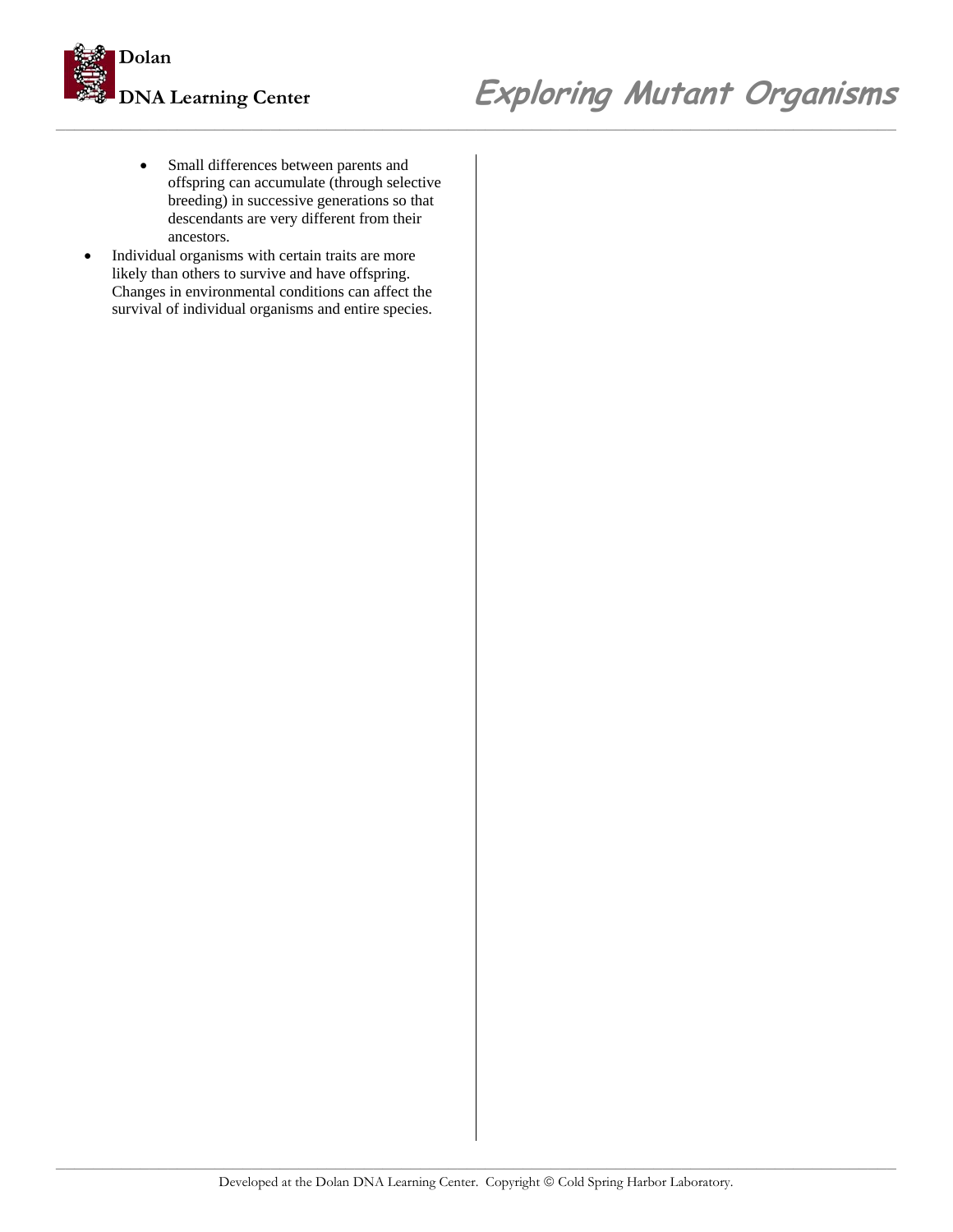- Small differences between parents and offspring can accumulate (through selective breeding) in successive generations so that descendants are very different from their ancestors.
- Individual organisms with certain traits are more likely than others to survive and have offspring. Changes in environmental conditions can affect the survival of individual organisms and entire species.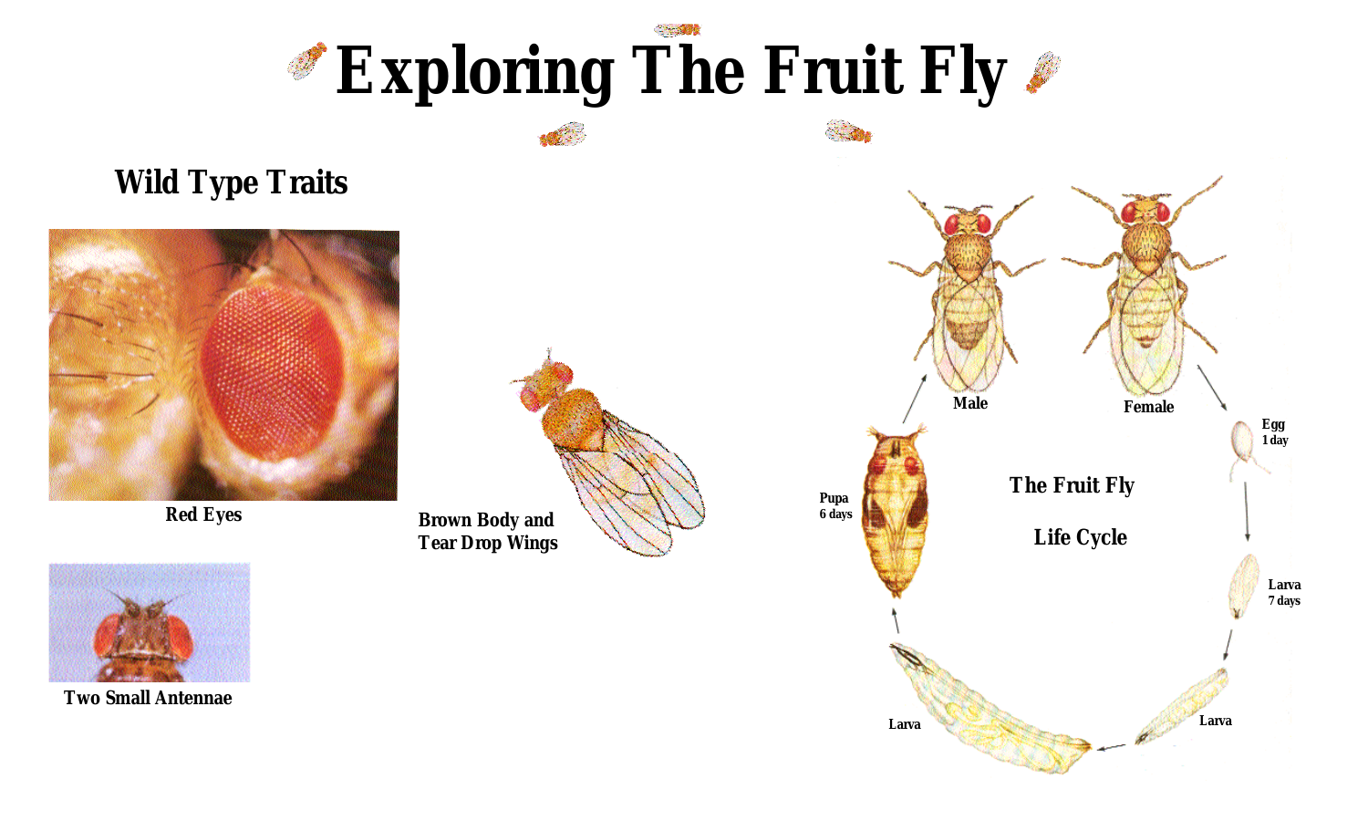# Exploring The Fruit Fly

## Wild Type Traits

Red Eyes

Brown Body and Tear Drop Wings

Two Small Antennae

The Fruit Fly

Life Cycle

Male

Female

Egg
1 day

Larva
7 days

Larva

Larva

Pupa
6 days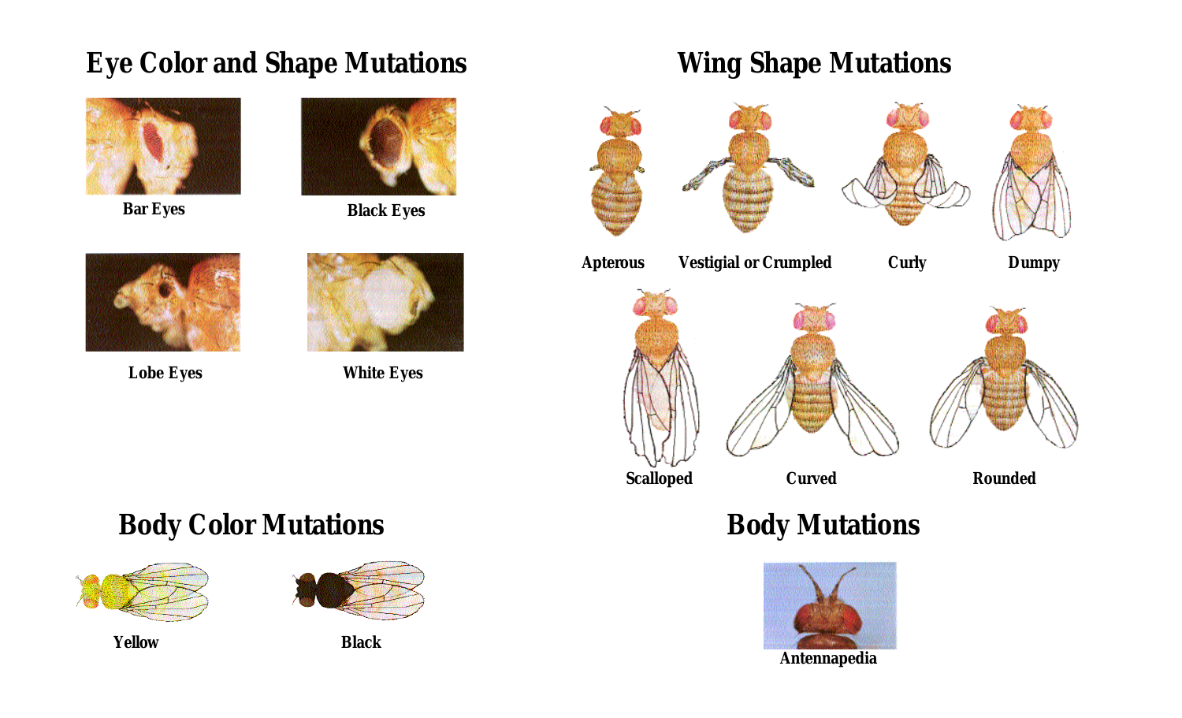## Eye Color and Shape Mutations

Bar Eyes

Black Eyes

Lobe Eyes

White Eyes

## Wing Shape Mutations

Apterous

Vestigial or Crumpled

Curly

Dumpy

Scalloped

Curved

Rounded

## Body Color Mutations

Yellow

Black

## Body Mutations

Antennapedia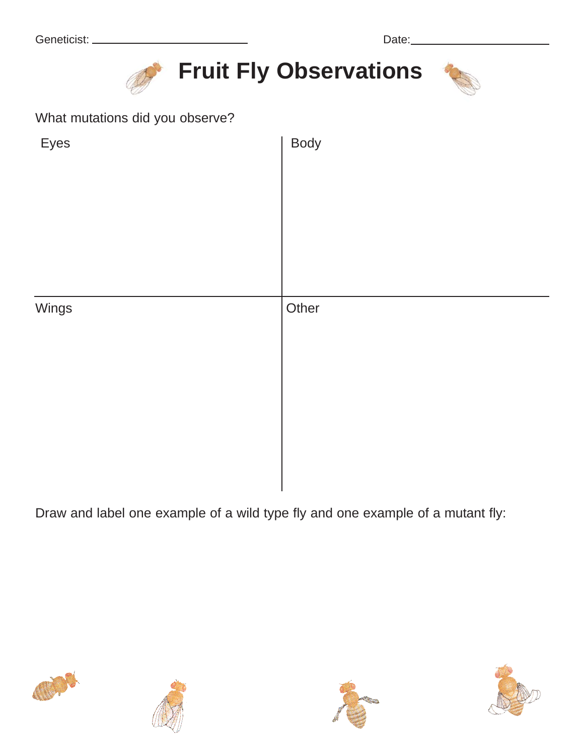Geneticist: ____________________ Date: ____________________

# Fruit Fly Observations

What mutations did you observe?

| Eyes | Body |
| --- | --- |
| | |

| Wings | Other |
| --- | --- |
| | |

Draw and label one example of a wild type fly and one example of a mutant fly: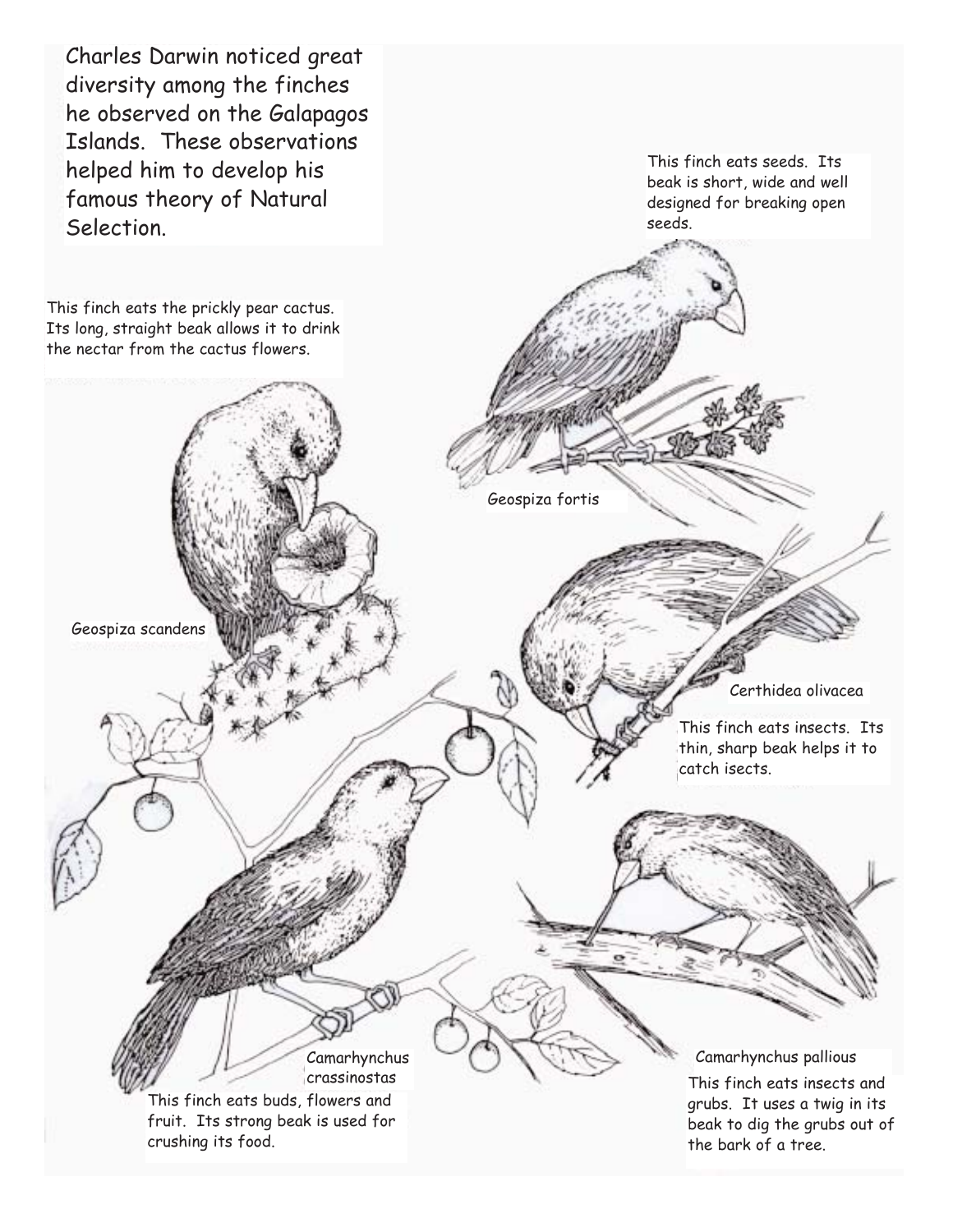Charles Darwin noticed great diversity among the finches he observed on the Galapagos Islands. These observations helped him to develop his famous theory of Natural Selection.

This finch eats seeds. Its beak is short, wide and well designed for breaking open seeds.

This finch eats the prickly pear cactus. Its long, straight beak allows it to drink the nectar from the cactus flowers.

Geospiza fortis

Geospiza scandens

Certhidea olivacea

This finch eats insects. Its thin, sharp beak helps it to catch isects.

Camarhynchus crassinostas

This finch eats buds, flowers and fruit. Its strong beak is used for crushing its food.

Camarhynchus pallious

This finch eats insects and grubs. It uses a twig in its beak to dig the grubs out of the bark of a tree.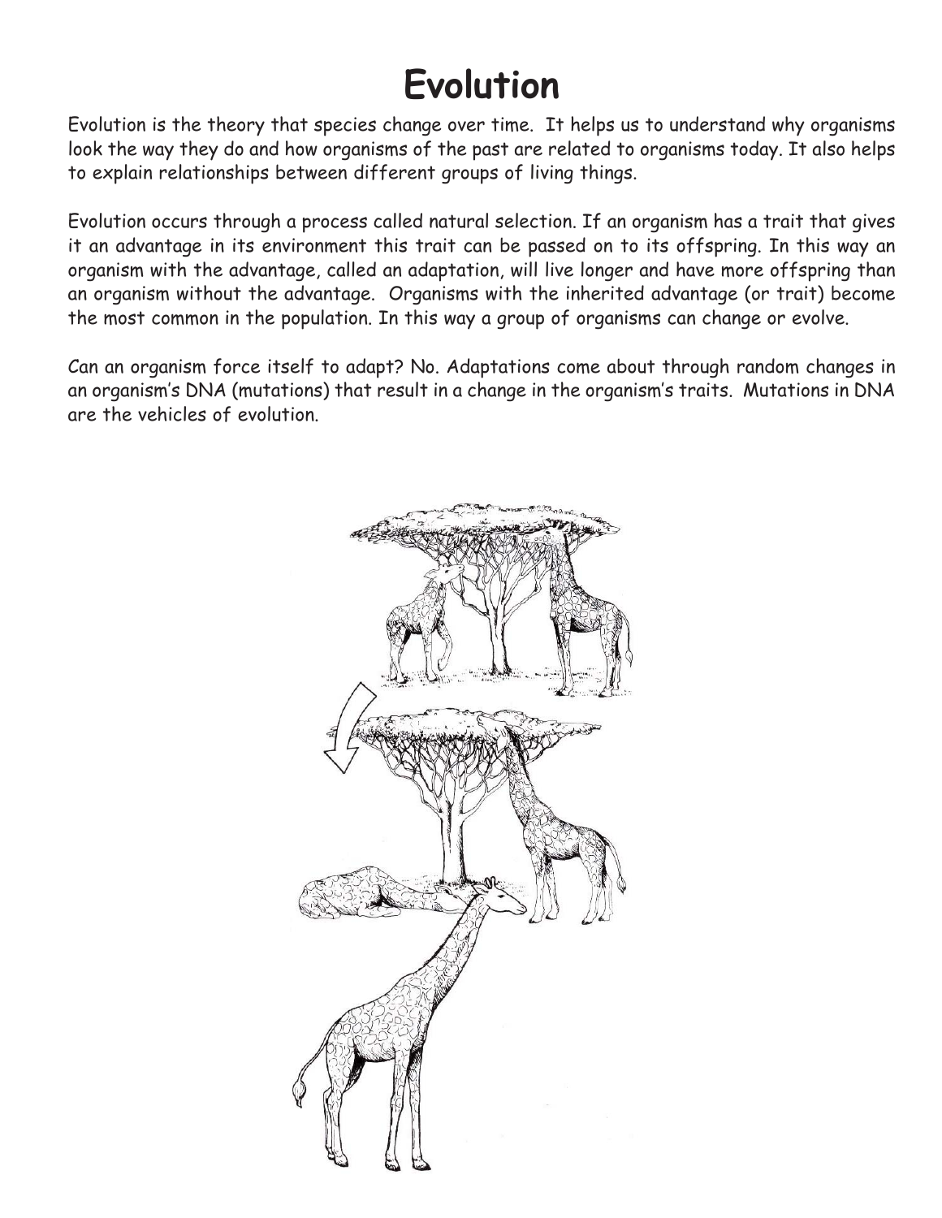# Evolution

Evolution is the theory that species change over time. It helps us to understand why organisms look the way they do and how organisms of the past are related to organisms today. It also helps to explain relationships between different groups of living things.

Evolution occurs through a process called natural selection. If an organism has a trait that gives it an advantage in its environment this trait can be passed on to its offspring. In this way an organism with the advantage, called an adaptation, will live longer and have more offspring than an organism without the advantage. Organisms with the inherited advantage (or trait) become the most common in the population. In this way a group of organisms can change or evolve.

Can an organism force itself to adapt? No. Adaptations come about through random changes in an organism's DNA (mutations) that result in a change in the organism's traits. Mutations in DNA are the vehicles of evolution.